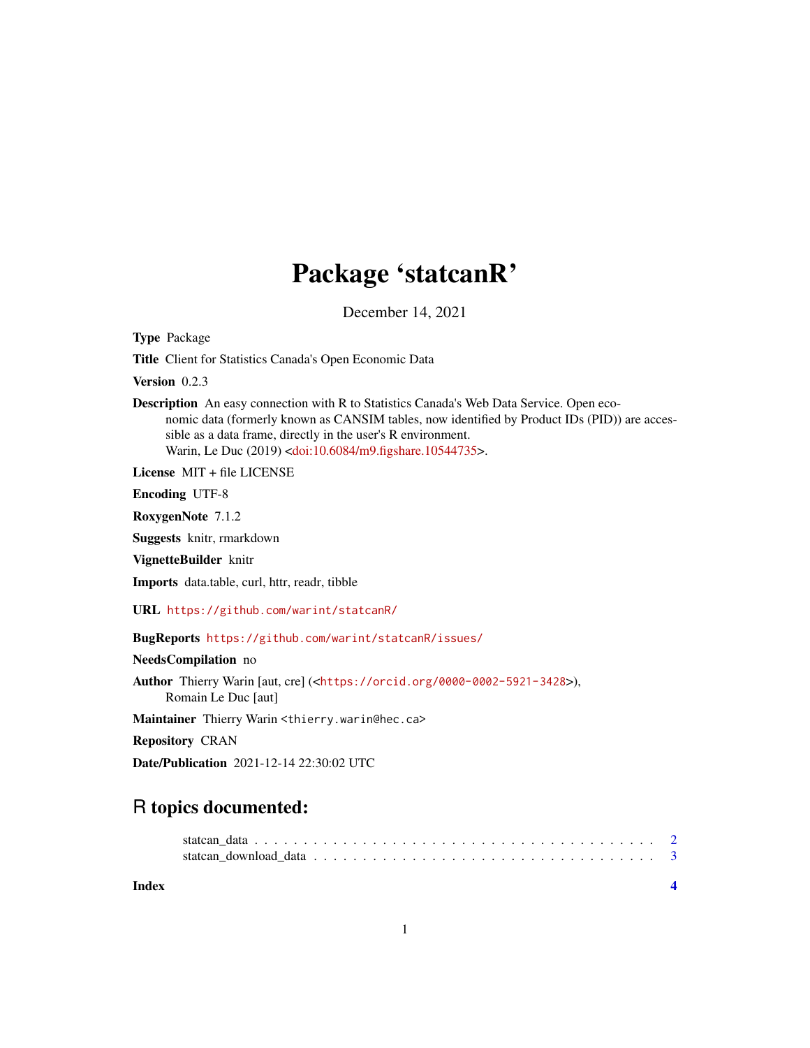# Package 'statcanR'

December 14, 2021

**Type** Package

**Title** Client for Statistics Canada's Open Economic Data

**Version** 0.2.3

**Description** An easy connection with R to Statistics Canada's Web Data Service. Open economic data (formerly known as CANSIM tables, now identified by Product IDs (PID)) are accessible as a data frame, directly in the user's R environment.
Warin, Le Duc (2019) <doi:10.6084/m9.figshare.10544735>.

**License** MIT + file LICENSE

**Encoding** UTF-8

**RoxygenNote** 7.1.2

**Suggests** knitr, rmarkdown

**VignetteBuilder** knitr

**Imports** data.table, curl, httr, readr, tibble

**URL** https://github.com/warint/statcanR/

**BugReports** https://github.com/warint/statcanR/issues/

**NeedsCompilation** no

**Author** Thierry Warin [aut, cre] (<https://orcid.org/0000-0002-5921-3428>),
Romain Le Duc [aut]

**Maintainer** Thierry Warin <thierry.warin@hec.ca>

**Repository** CRAN

**Date/Publication** 2021-12-14 22:30:02 UTC

## R topics documented:

statcan_data . . . . . . . . . . . . . . . . . . . . . . . . . . . . . . . . . . . . . . . . 2
statcan_download_data . . . . . . . . . . . . . . . . . . . . . . . . . . . . . . . . . . 3

**Index** **4**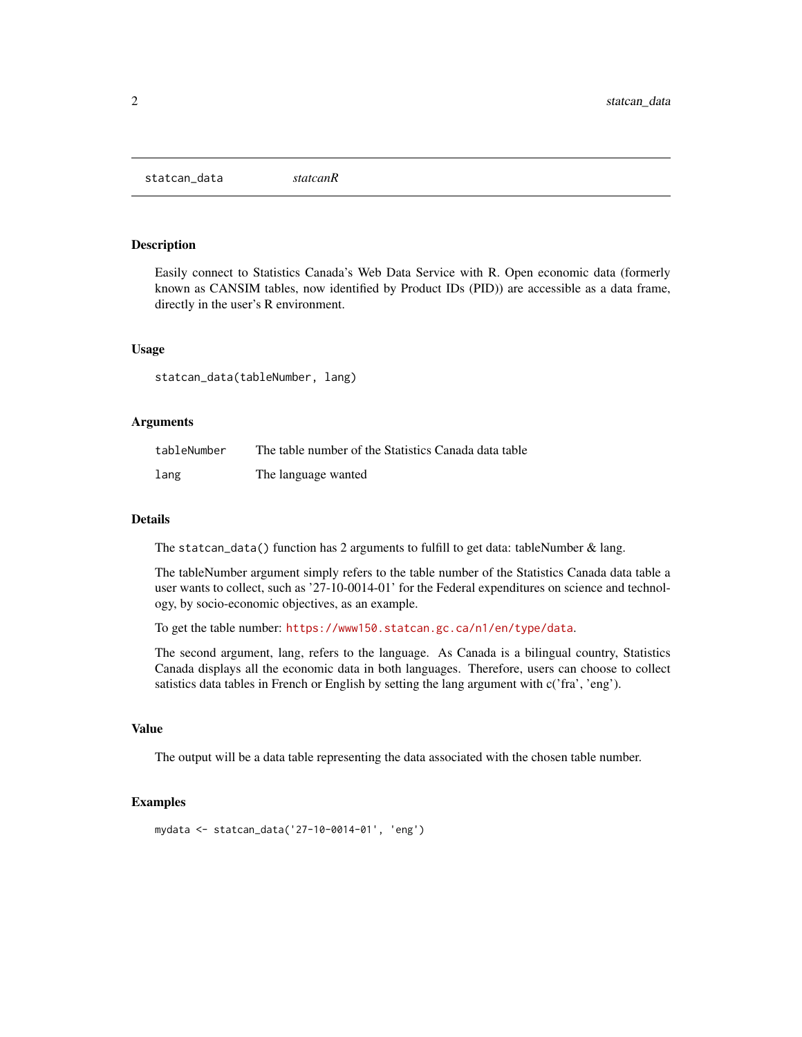`statcan_data` *statcanR*

## Description

Easily connect to Statistics Canada's Web Data Service with R. Open economic data (formerly known as CANSIM tables, now identified by Product IDs (PID)) are accessible as a data frame, directly in the user's R environment.

## Usage

```
statcan_data(tableNumber, lang)
```

## Arguments

| | |
|---|---|
| `tableNumber` | The table number of the Statistics Canada data table |
| `lang` | The language wanted |

## Details

The `statcan_data()` function has 2 arguments to fulfill to get data: tableNumber & lang.

The tableNumber argument simply refers to the table number of the Statistics Canada data table a user wants to collect, such as '27-10-0014-01' for the Federal expenditures on science and technology, by socio-economic objectives, as an example.

To get the table number: `https://www150.statcan.gc.ca/n1/en/type/data`.

The second argument, lang, refers to the language. As Canada is a bilingual country, Statistics Canada displays all the economic data in both languages. Therefore, users can choose to collect satistics data tables in French or English by setting the lang argument with c('fra', 'eng').

## Value

The output will be a data table representing the data associated with the chosen table number.

## Examples

```
mydata <- statcan_data('27-10-0014-01', 'eng')
```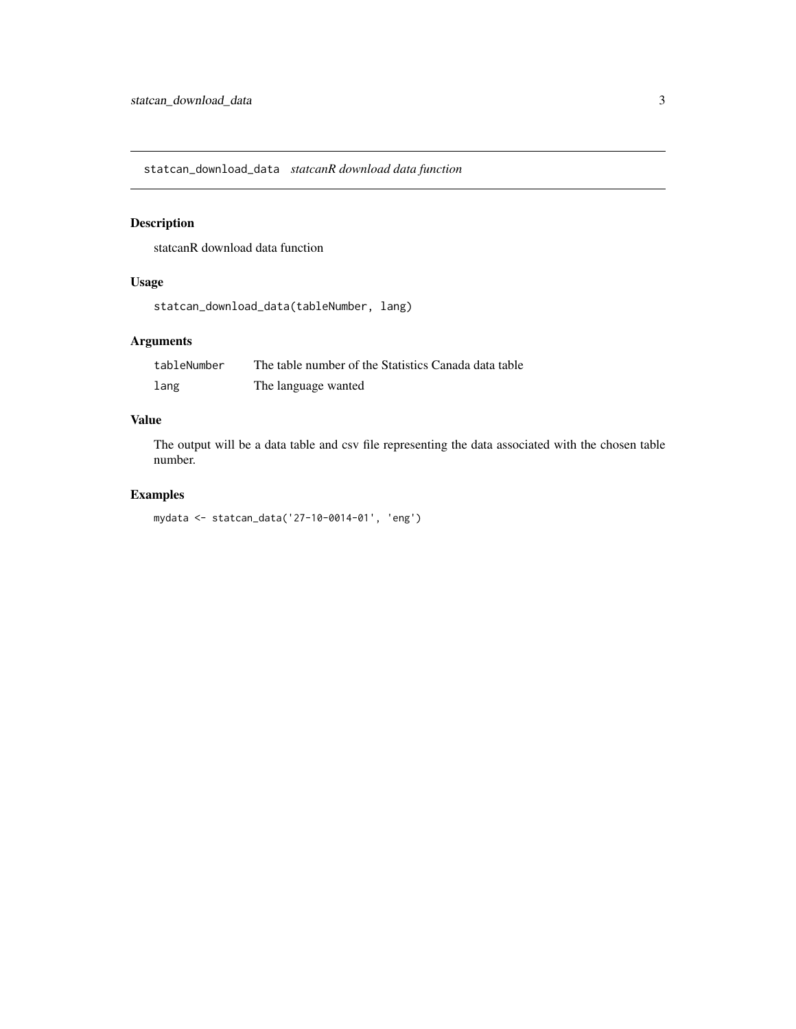## statcan_download_data *statcanR download data function*

### Description

statcanR download data function

### Usage

```
statcan_download_data(tableNumber, lang)
```

### Arguments

| | |
|---|---|
| tableNumber | The table number of the Statistics Canada data table |
| lang | The language wanted |

### Value

The output will be a data table and csv file representing the data associated with the chosen table number.

### Examples

```
mydata <- statcan_data('27-10-0014-01', 'eng')
```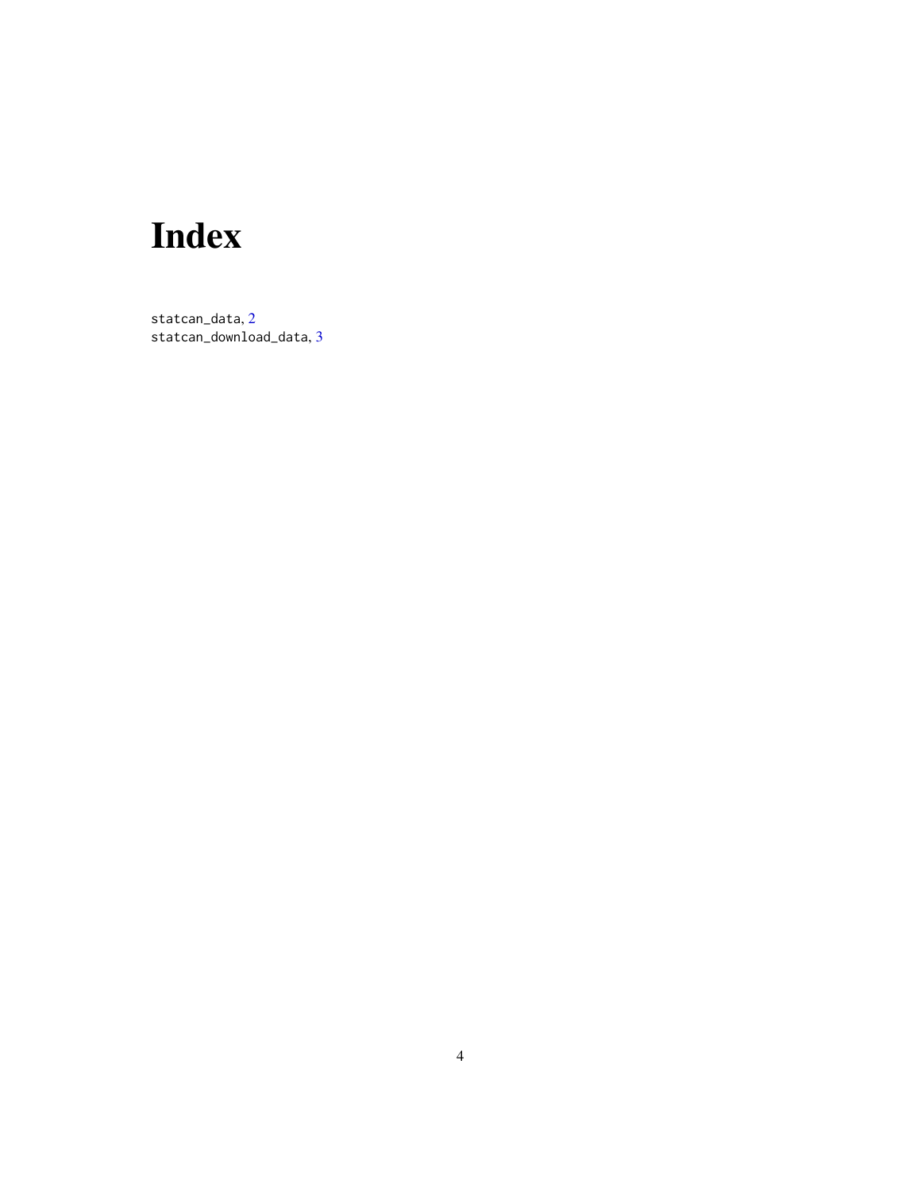# Index

statcan_data, 2
statcan_download_data, 3